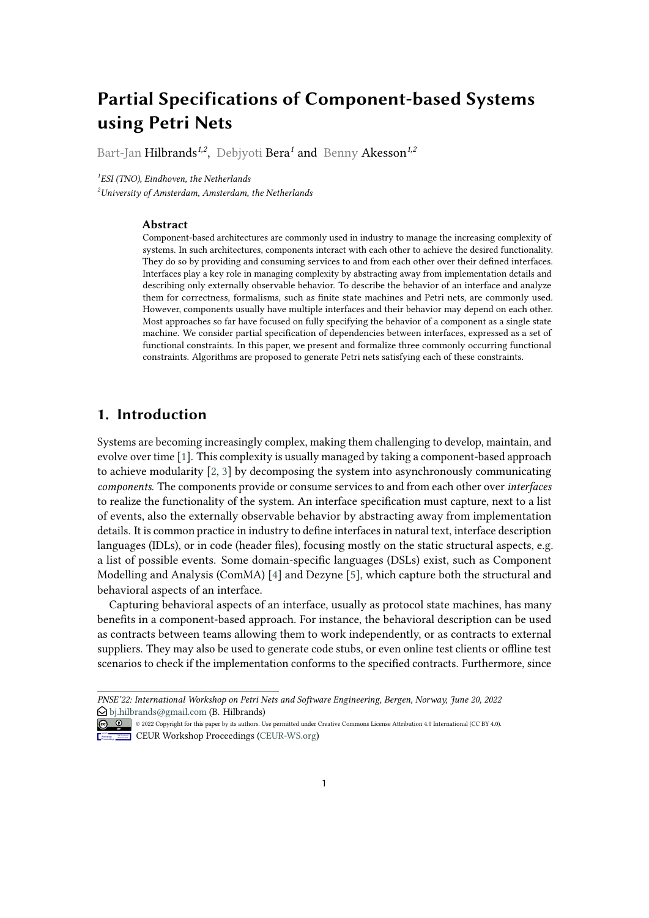# Partial Specifications of Component-based Systems using Petri Nets

Bart-Jan Hilbrands[1,2], Debjyoti Bera[1] and Benny Akesson[1,2]

[1]ESI (TNO), Eindhoven, the Netherlands

[2]University of Amsterdam, Amsterdam, the Netherlands

### Abstract

Component-based architectures are commonly used in industry to manage the increasing complexity of systems. In such architectures, components interact with each other to achieve the desired functionality. They do so by providing and consuming services to and from each other over their defined interfaces. Interfaces play a key role in managing complexity by abstracting away from implementation details and describing only externally observable behavior. To describe the behavior of an interface and analyze them for correctness, formalisms, such as finite state machines and Petri nets, are commonly used. However, components usually have multiple interfaces and their behavior may depend on each other. Most approaches so far have focused on fully specifying the behavior of a component as a single state machine. We consider partial specification of dependencies between interfaces, expressed as a set of functional constraints. In this paper, we present and formalize three commonly occurring functional constraints. Algorithms are proposed to generate Petri nets satisfying each of these constraints.

## 1. Introduction

Systems are becoming increasingly complex, making them challenging to develop, maintain, and evolve over time [1]. This complexity is usually managed by taking a component-based approach to achieve modularity [2, 3] by decomposing the system into asynchronously communicating *components*. The components provide or consume services to and from each other over *interfaces* to realize the functionality of the system. An interface specification must capture, next to a list of events, also the externally observable behavior by abstracting away from implementation details. It is common practice in industry to define interfaces in natural text, interface description languages (IDLs), or in code (header files), focusing mostly on the static structural aspects, e.g. a list of possible events. Some domain-specific languages (DSLs) exist, such as Component Modelling and Analysis (ComMA) [4] and Dezyne [5], which capture both the structural and behavioral aspects of an interface.

Capturing behavioral aspects of an interface, usually as protocol state machines, has many benefits in a component-based approach. For instance, the behavioral description can be used as contracts between teams allowing them to work independently, or as contracts to external suppliers. They may also be used to generate code stubs, or even online test clients or offline test scenarios to check if the implementation conforms to the specified contracts. Furthermore, since

---

*PNSE'22: International Workshop on Petri Nets and Software Engineering, Bergen, Norway, June 20, 2022*

bj.hilbrands@gmail.com (B. Hilbrands)

© 2022 Copyright for this paper by its authors. Use permitted under Creative Commons License Attribution 4.0 International (CC BY 4.0).

CEUR Workshop Proceedings (CEUR-WS.org)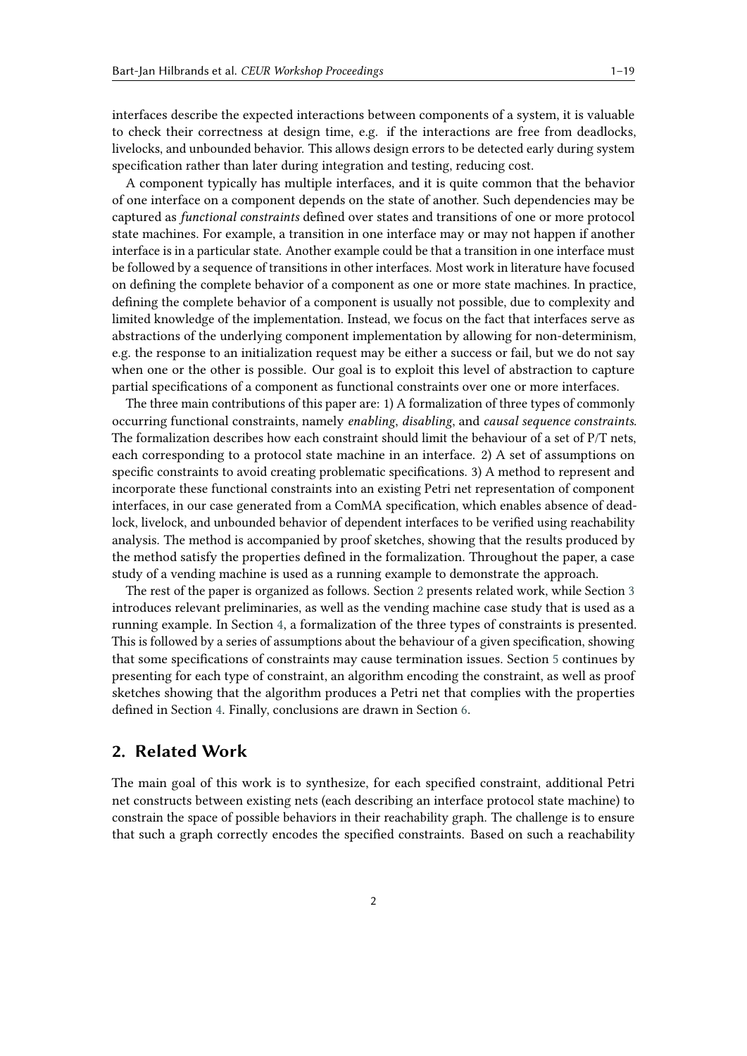interfaces describe the expected interactions between components of a system, it is valuable to check their correctness at design time, e.g. if the interactions are free from deadlocks, livelocks, and unbounded behavior. This allows design errors to be detected early during system specification rather than later during integration and testing, reducing cost.

A component typically has multiple interfaces, and it is quite common that the behavior of one interface on a component depends on the state of another. Such dependencies may be captured as *functional constraints* defined over states and transitions of one or more protocol state machines. For example, a transition in one interface may or may not happen if another interface is in a particular state. Another example could be that a transition in one interface must be followed by a sequence of transitions in other interfaces. Most work in literature have focused on defining the complete behavior of a component as one or more state machines. In practice, defining the complete behavior of a component is usually not possible, due to complexity and limited knowledge of the implementation. Instead, we focus on the fact that interfaces serve as abstractions of the underlying component implementation by allowing for non-determinism, e.g. the response to an initialization request may be either a success or fail, but we do not say when one or the other is possible. Our goal is to exploit this level of abstraction to capture partial specifications of a component as functional constraints over one or more interfaces.

The three main contributions of this paper are: 1) A formalization of three types of commonly occurring functional constraints, namely *enabling*, *disabling*, and *causal sequence constraints*. The formalization describes how each constraint should limit the behaviour of a set of P/T nets, each corresponding to a protocol state machine in an interface. 2) A set of assumptions on specific constraints to avoid creating problematic specifications. 3) A method to represent and incorporate these functional constraints into an existing Petri net representation of component interfaces, in our case generated from a ComMA specification, which enables absence of deadlock, livelock, and unbounded behavior of dependent interfaces to be verified using reachability analysis. The method is accompanied by proof sketches, showing that the results produced by the method satisfy the properties defined in the formalization. Throughout the paper, a case study of a vending machine is used as a running example to demonstrate the approach.

The rest of the paper is organized as follows. Section 2 presents related work, while Section 3 introduces relevant preliminaries, as well as the vending machine case study that is used as a running example. In Section 4, a formalization of the three types of constraints is presented. This is followed by a series of assumptions about the behaviour of a given specification, showing that some specifications of constraints may cause termination issues. Section 5 continues by presenting for each type of constraint, an algorithm encoding the constraint, as well as proof sketches showing that the algorithm produces a Petri net that complies with the properties defined in Section 4. Finally, conclusions are drawn in Section 6.

## 2. Related Work

The main goal of this work is to synthesize, for each specified constraint, additional Petri net constructs between existing nets (each describing an interface protocol state machine) to constrain the space of possible behaviors in their reachability graph. The challenge is to ensure that such a graph correctly encodes the specified constraints. Based on such a reachability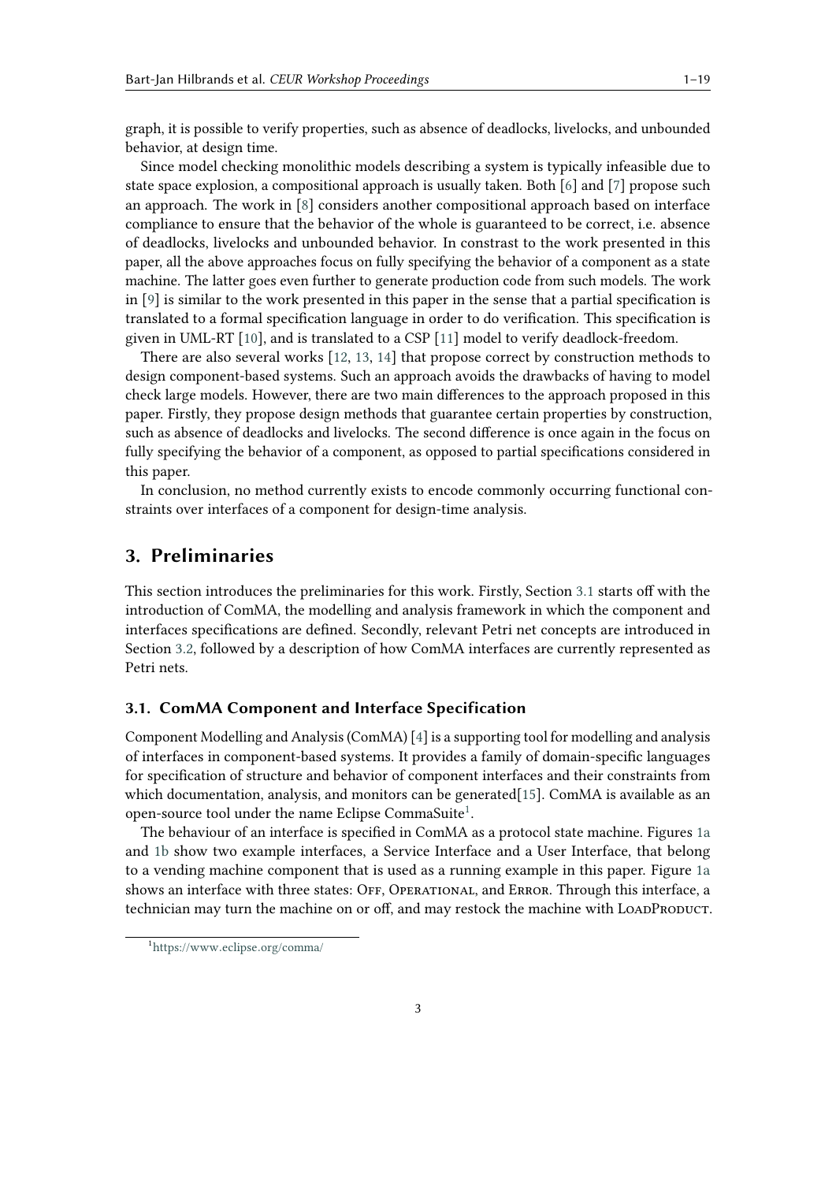graph, it is possible to verify properties, such as absence of deadlocks, livelocks, and unbounded behavior, at design time.

Since model checking monolithic models describing a system is typically infeasible due to state space explosion, a compositional approach is usually taken. Both [6] and [7] propose such an approach. The work in [8] considers another compositional approach based on interface compliance to ensure that the behavior of the whole is guaranteed to be correct, i.e. absence of deadlocks, livelocks and unbounded behavior. In constrast to the work presented in this paper, all the above approaches focus on fully specifying the behavior of a component as a state machine. The latter goes even further to generate production code from such models. The work in [9] is similar to the work presented in this paper in the sense that a partial specification is translated to a formal specification language in order to do verification. This specification is given in UML-RT [10], and is translated to a CSP [11] model to verify deadlock-freedom.

There are also several works [12, 13, 14] that propose correct by construction methods to design component-based systems. Such an approach avoids the drawbacks of having to model check large models. However, there are two main differences to the approach proposed in this paper. Firstly, they propose design methods that guarantee certain properties by construction, such as absence of deadlocks and livelocks. The second difference is once again in the focus on fully specifying the behavior of a component, as opposed to partial specifications considered in this paper.

In conclusion, no method currently exists to encode commonly occurring functional constraints over interfaces of a component for design-time analysis.

## 3. Preliminaries

This section introduces the preliminaries for this work. Firstly, Section 3.1 starts off with the introduction of ComMA, the modelling and analysis framework in which the component and interfaces specifications are defined. Secondly, relevant Petri net concepts are introduced in Section 3.2, followed by a description of how ComMA interfaces are currently represented as Petri nets.

### 3.1. ComMA Component and Interface Specification

Component Modelling and Analysis (ComMA) [4] is a supporting tool for modelling and analysis of interfaces in component-based systems. It provides a family of domain-specific languages for specification of structure and behavior of component interfaces and their constraints from which documentation, analysis, and monitors can be generated[15]. ComMA is available as an open-source tool under the name Eclipse CommaSuite[1].

The behaviour of an interface is specified in ComMA as a protocol state machine. Figures 1a and 1b show two example interfaces, a Service Interface and a User Interface, that belong to a vending machine component that is used as a running example in this paper. Figure 1a shows an interface with three states: Off, Operational, and Error. Through this interface, a technician may turn the machine on or off, and may restock the machine with LoadProduct.

[1] https://www.eclipse.org/comma/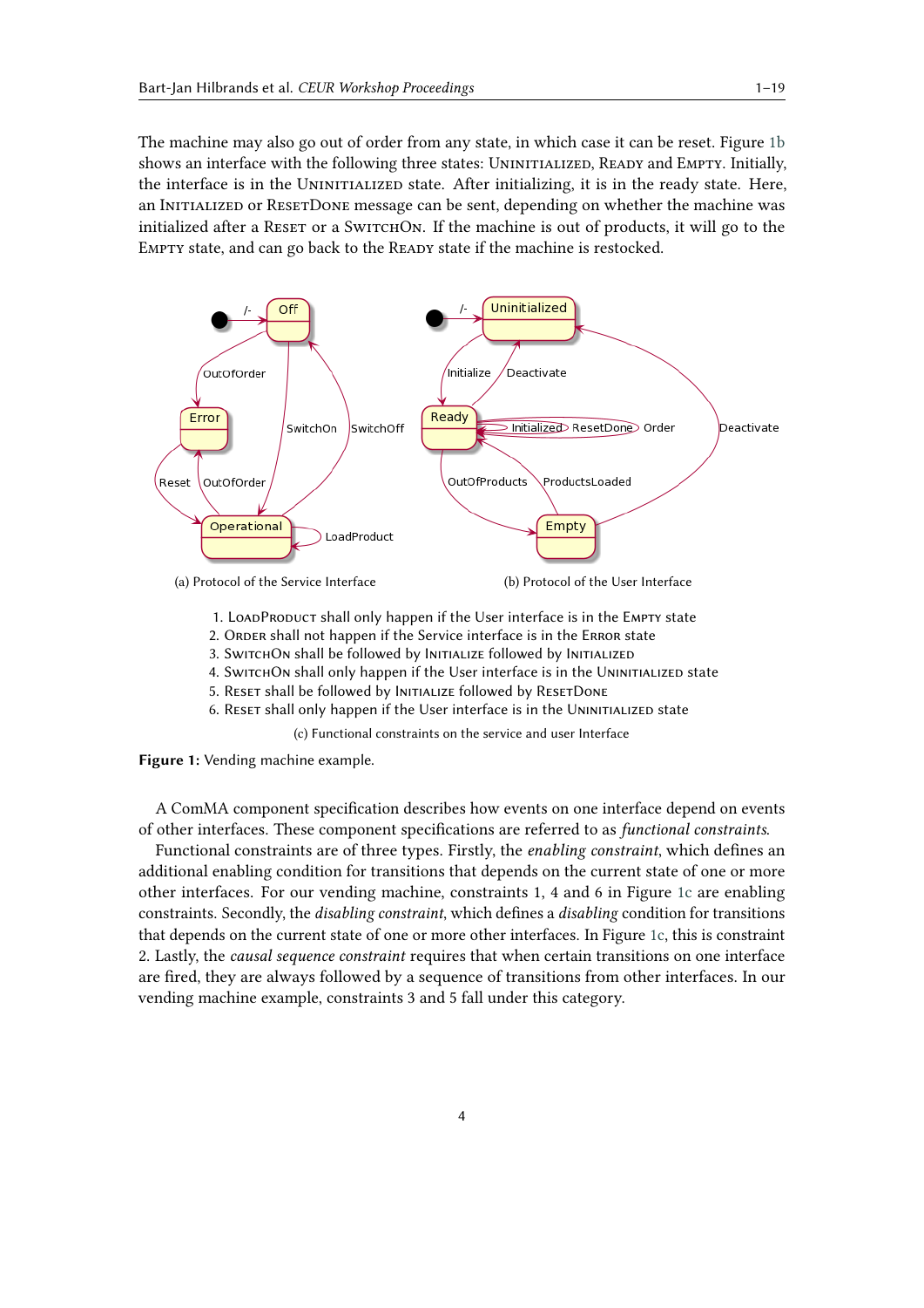The machine may also go out of order from any state, in which case it can be reset. Figure 1b shows an interface with the following three states: UNINITIALIZED, READY and EMPTY. Initially, the interface is in the UNINITIALIZED state. After initializing, it is in the ready state. Here, an INITIALIZED or RESETDONE message can be sent, depending on whether the machine was initialized after a RESET or a SWITCHON. If the machine is out of products, it will go to the EMPTY state, and can go back to the READY state if the machine is restocked.

(a) Protocol of the Service Interface

(b) Protocol of the User Interface

1. LOADPRODUCT shall only happen if the User interface is in the EMPTY state
2. ORDER shall not happen if the Service interface is in the ERROR state
3. SWITCHON shall be followed by INITIALIZE followed by INITIALIZED
4. SWITCHON shall only happen if the User interface is in the UNINITIALIZED state
5. RESET shall be followed by INITIALIZE followed by RESETDONE
6. RESET shall only happen if the User interface is in the UNINITIALIZED state

(c) Functional constraints on the service and user Interface

**Figure 1:** Vending machine example.

A ComMA component specification describes how events on one interface depend on events of other interfaces. These component specifications are referred to as *functional constraints*.

Functional constraints are of three types. Firstly, the *enabling constraint*, which defines an additional enabling condition for transitions that depends on the current state of one or more other interfaces. For our vending machine, constraints 1, 4 and 6 in Figure 1c are enabling constraints. Secondly, the *disabling constraint*, which defines a *disabling* condition for transitions that depends on the current state of one or more other interfaces. In Figure 1c, this is constraint 2. Lastly, the *causal sequence constraint* requires that when certain transitions on one interface are fired, they are always followed by a sequence of transitions from other interfaces. In our vending machine example, constraints 3 and 5 fall under this category.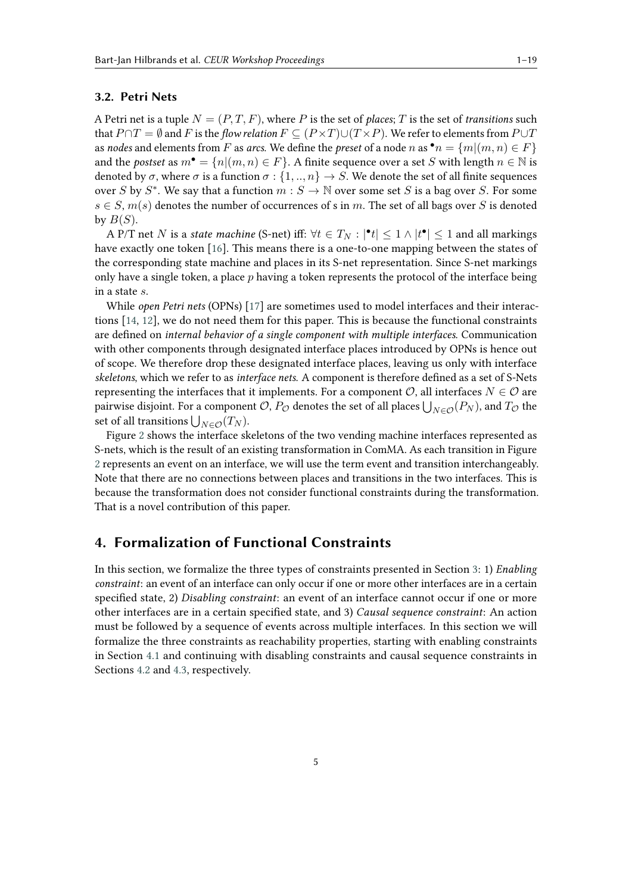### 3.2. Petri Nets

A Petri net is a tuple $N = (P, T, F)$, where $P$ is the set of *places*; $T$ is the set of *transitions* such that $P \cap T = \emptyset$ and $F$ is the *flow relation* $F \subseteq (P \times T) \cup (T \times P)$. We refer to elements from $P \cup T$ as *nodes* and elements from $F$ as *arcs*. We define the *preset* of a node $n$ as ${}^{\bullet}n = \{m | (m, n) \in F\}$ and the *postset* as $m^{\bullet} = \{n | (m, n) \in F\}$. A finite sequence over a set $S$ with length $n \in \mathbb{N}$ is denoted by $\sigma$, where $\sigma$ is a function $\sigma : \{1, .., n\} \rightarrow S$. We denote the set of all finite sequences over $S$ by $S^*$. We say that a function $m : S \rightarrow \mathbb{N}$ over some set $S$ is a bag over $S$. For some $s \in S$, $m(s)$ denotes the number of occurrences of s in $m$. The set of all bags over $S$ is denoted by $B(S)$.

A P/T net $N$ is a *state machine* (S-net) iff: $\forall t \in T_N : |{}^{\bullet}t| \leq 1 \wedge |t^{\bullet}| \leq 1$ and all markings have exactly one token [16]. This means there is a one-to-one mapping between the states of the corresponding state machine and places in its S-net representation. Since S-net markings only have a single token, a place $p$ having a token represents the protocol of the interface being in a state $s$.

While *open Petri nets* (OPNs) [17] are sometimes used to model interfaces and their interactions [14, 12], we do not need them for this paper. This is because the functional constraints are defined on *internal behavior of a single component with multiple interfaces*. Communication with other components through designated interface places introduced by OPNs is hence out of scope. We therefore drop these designated interface places, leaving us only with interface *skeletons*, which we refer to as *interface nets*. A component is therefore defined as a set of S-Nets representing the interfaces that it implements. For a component $\mathcal{O}$, all interfaces $N \in \mathcal{O}$ are pairwise disjoint. For a component $\mathcal{O}$, $P_{\mathcal{O}}$ denotes the set of all places $\bigcup_{N \in \mathcal{O}}(P_N)$, and $T_{\mathcal{O}}$ the set of all transitions $\bigcup_{N \in \mathcal{O}}(T_N)$.

Figure 2 shows the interface skeletons of the two vending machine interfaces represented as S-nets, which is the result of an existing transformation in ComMA. As each transition in Figure 2 represents an event on an interface, we will use the term event and transition interchangeably. Note that there are no connections between places and transitions in the two interfaces. This is because the transformation does not consider functional constraints during the transformation. That is a novel contribution of this paper.

## 4. Formalization of Functional Constraints

In this section, we formalize the three types of constraints presented in Section 3: 1) *Enabling constraint*: an event of an interface can only occur if one or more other interfaces are in a certain specified state, 2) *Disabling constraint*: an event of an interface cannot occur if one or more other interfaces are in a certain specified state, and 3) *Causal sequence constraint*: An action must be followed by a sequence of events across multiple interfaces. In this section we will formalize the three constraints as reachability properties, starting with enabling constraints in Section 4.1 and continuing with disabling constraints and causal sequence constraints in Sections 4.2 and 4.3, respectively.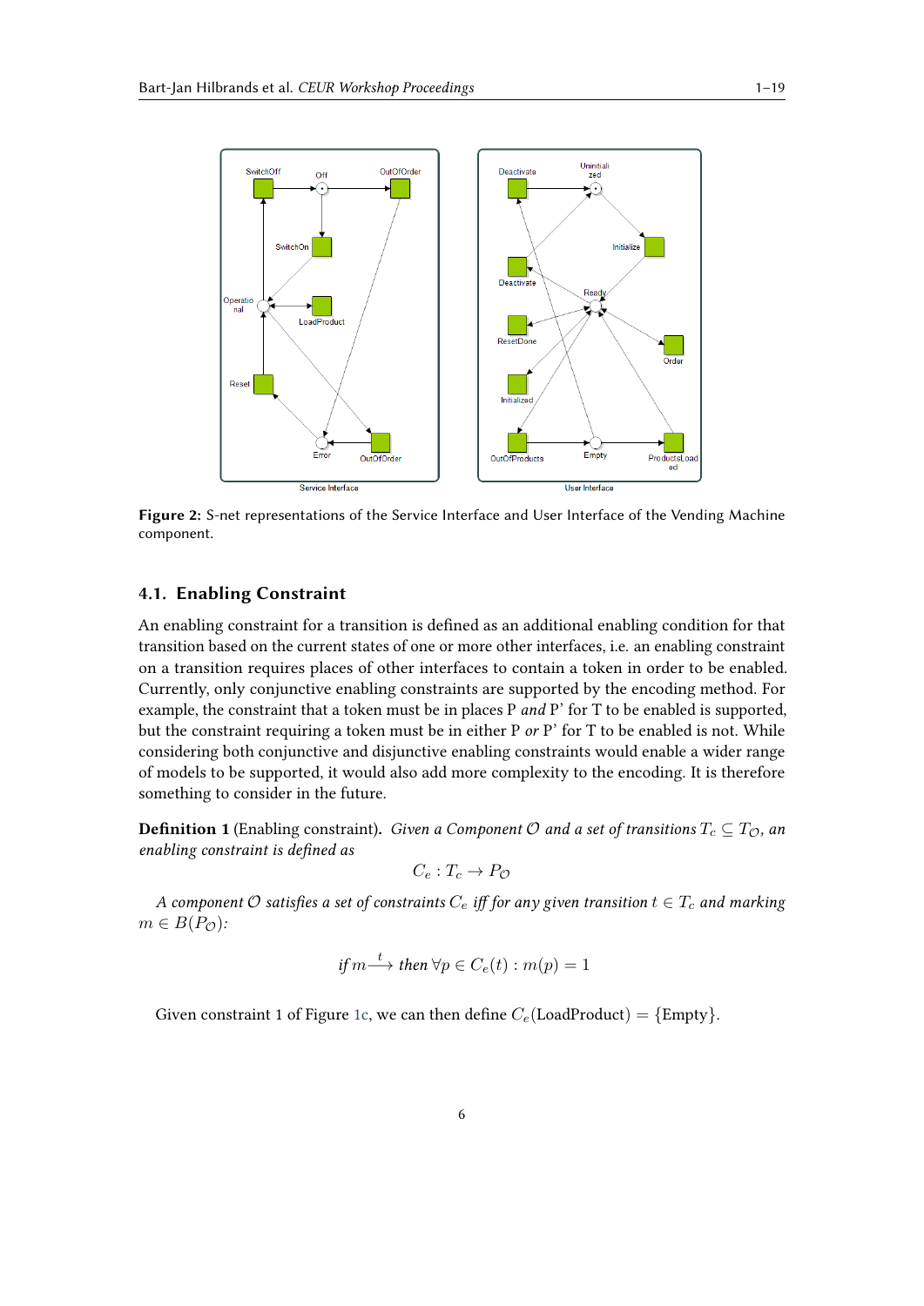Figure 2: S-net representations of the Service Interface and User Interface of the Vending Machine component.

### 4.1. Enabling Constraint

An enabling constraint for a transition is defined as an additional enabling condition for that transition based on the current states of one or more other interfaces, i.e. an enabling constraint on a transition requires places of other interfaces to contain a token in order to be enabled. Currently, only conjunctive enabling constraints are supported by the encoding method. For example, the constraint that a token must be in places P *and* P' for T to be enabled is supported, but the constraint requiring a token must be in either P *or* P' for T to be enabled is not. While considering both conjunctive and disjunctive enabling constraints would enable a wider range of models to be supported, it would also add more complexity to the encoding. It is therefore something to consider in the future.

**Definition 1** (Enabling constraint). *Given a Component $\mathcal{O}$ and a set of transitions $T_c \subseteq T_{\mathcal{O}}$, an enabling constraint is defined as*

$$C_e : T_c \rightarrow P_{\mathcal{O}}$$

*A component $\mathcal{O}$ satisfies a set of constraints $C_e$ iff for any given transition $t \in T_c$ and marking $m \in B(P_{\mathcal{O}})$:*

$$\text{if } m \xrightarrow{t} \text{ then } \forall p \in C_e(t) : m(p) = 1$$

Given constraint 1 of Figure 1c, we can then define $C_e(\text{LoadProduct}) = \{\text{Empty}\}$.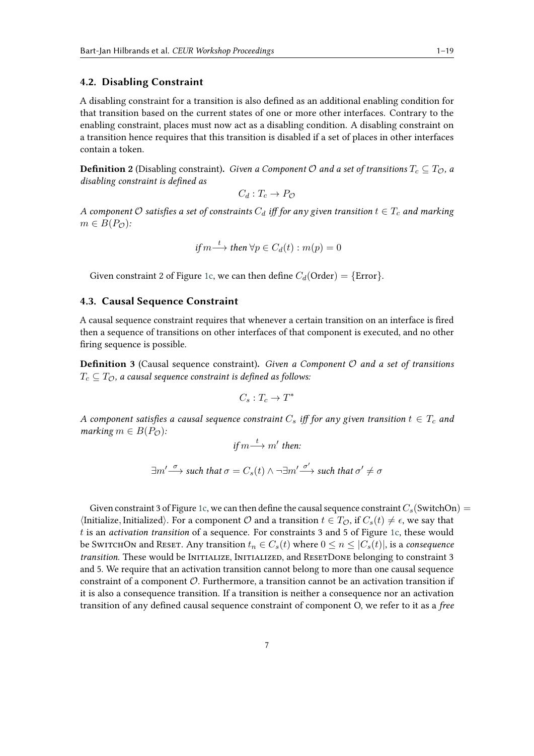### 4.2. Disabling Constraint

A disabling constraint for a transition is also defined as an additional enabling condition for that transition based on the current states of one or more other interfaces. Contrary to the enabling constraint, places must now act as a disabling condition. A disabling constraint on a transition hence requires that this transition is disabled if a set of places in other interfaces contain a token.

**Definition 2** (Disabling constraint)**.** *Given a Component $\mathcal{O}$ and a set of transitions $T_c \subseteq T_{\mathcal{O}}$, a disabling constraint is defined as*

$$C_d : T_c \to P_{\mathcal{O}}$$

*A component $\mathcal{O}$ satisfies a set of constraints $C_d$ iff for any given transition $t \in T_c$ and marking $m \in B(P_{\mathcal{O}})$:*

$$\textit{if } m \xrightarrow{t} \textit{ then } \forall p \in C_d(t) : m(p) = 0$$

Given constraint 2 of Figure 1c, we can then define $C_d(\text{Order}) = \{\text{Error}\}$.

### 4.3. Causal Sequence Constraint

A causal sequence constraint requires that whenever a certain transition on an interface is fired then a sequence of transitions on other interfaces of that component is executed, and no other firing sequence is possible.

**Definition 3** (Causal sequence constraint)**.** *Given a Component $\mathcal{O}$ and a set of transitions $T_c \subseteq T_{\mathcal{O}}$, a causal sequence constraint is defined as follows:*

$$C_s : T_c \to T^*$$

*A component satisfies a causal sequence constraint $C_s$ iff for any given transition $t \in T_c$ and marking $m \in B(P_{\mathcal{O}})$:*

$$\textit{if } m \xrightarrow{t} m' \textit{ then:}$$

$$\exists m' \xrightarrow{\sigma} \textit{ such that } \sigma = C_s(t) \wedge \neg \exists m' \xrightarrow{\sigma'} \textit{ such that } \sigma' \neq \sigma$$

Given constraint 3 of Figure 1c, we can then define the causal sequence constraint $C_s(\text{SwitchOn}) = \langle \text{Initialize}, \text{Initialized} \rangle$. For a component $\mathcal{O}$ and a transition $t \in T_{\mathcal{O}}$, if $C_s(t) \neq \epsilon$, we say that $t$ is an *activation transition* of a sequence. For constraints 3 and 5 of Figure 1c, these would be SwitchOn and Reset. Any transition $t_n \in C_s(t)$ where $0 \leq n \leq |C_s(t)|$, is a *consequence transition.* These would be Initialize, Initialized, and ResetDone belonging to constraint 3 and 5. We require that an activation transition cannot belong to more than one causal sequence constraint of a component $\mathcal{O}$. Furthermore, a transition cannot be an activation transition if it is also a consequence transition. If a transition is neither a consequence nor an activation transition of any defined causal sequence constraint of component O, we refer to it as a *free*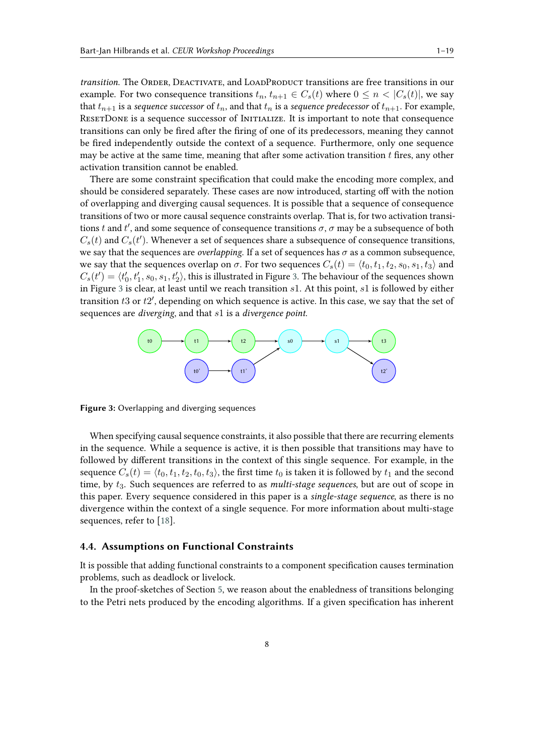*transition*. The Order, Deactivate, and LoadProduct transitions are free transitions in our example. For two consequence transitions $t_n, t_{n+1} \in C_s(t)$ where $0 \leq n < |C_s(t)|$, we say that $t_{n+1}$ is a *sequence successor* of $t_n$, and that $t_n$ is a *sequence predecessor* of $t_{n+1}$. For example, ResetDone is a sequence successor of Initialize. It is important to note that consequence transitions can only be fired after the firing of one of its predecessors, meaning they cannot be fired independently outside the context of a sequence. Furthermore, only one sequence may be active at the same time, meaning that after some activation transition $t$ fires, any other activation transition cannot be enabled.

There are some constraint specification that could make the encoding more complex, and should be considered separately. These cases are now introduced, starting off with the notion of overlapping and diverging causal sequences. It is possible that a sequence of consequence transitions of two or more causal sequence constraints overlap. That is, for two activation transitions $t$ and $t'$, and some sequence of consequence transitions $\sigma$, $\sigma$ may be a subsequence of both $C_s(t)$ and $C_s(t')$. Whenever a set of sequences share a subsequence of consequence transitions, we say that the sequences are *overlapping*. If a set of sequences has $\sigma$ as a common subsequence, we say that the sequences overlap on $\sigma$. For two sequences $C_s(t) = \langle t_0, t_1, t_2, s_0, s_1, t_3 \rangle$ and $C_s(t') = \langle t'_0, t'_1, s_0, s_1, t'_2 \rangle$, this is illustrated in Figure 3. The behaviour of the sequences shown in Figure 3 is clear, at least until we reach transition $s1$. At this point, $s1$ is followed by either transition $t3$ or $t2'$, depending on which sequence is active. In this case, we say that the set of sequences are *diverging*, and that $s1$ is a *divergence point*.

**Figure 3:** Overlapping and diverging sequences

When specifying causal sequence constraints, it also possible that there are recurring elements in the sequence. While a sequence is active, it is then possible that transitions may have to followed by different transitions in the context of this single sequence. For example, in the sequence $C_s(t) = \langle t_0, t_1, t_2, t_0, t_3 \rangle$, the first time $t_0$ is taken it is followed by $t_1$ and the second time, by $t_3$. Such sequences are referred to as *multi-stage sequences*, but are out of scope in this paper. Every sequence considered in this paper is a *single-stage sequence*, as there is no divergence within the context of a single sequence. For more information about multi-stage sequences, refer to [18].

### 4.4. Assumptions on Functional Constraints

It is possible that adding functional constraints to a component specification causes termination problems, such as deadlock or livelock.

In the proof-sketches of Section 5, we reason about the enabledness of transitions belonging to the Petri nets produced by the encoding algorithms. If a given specification has inherent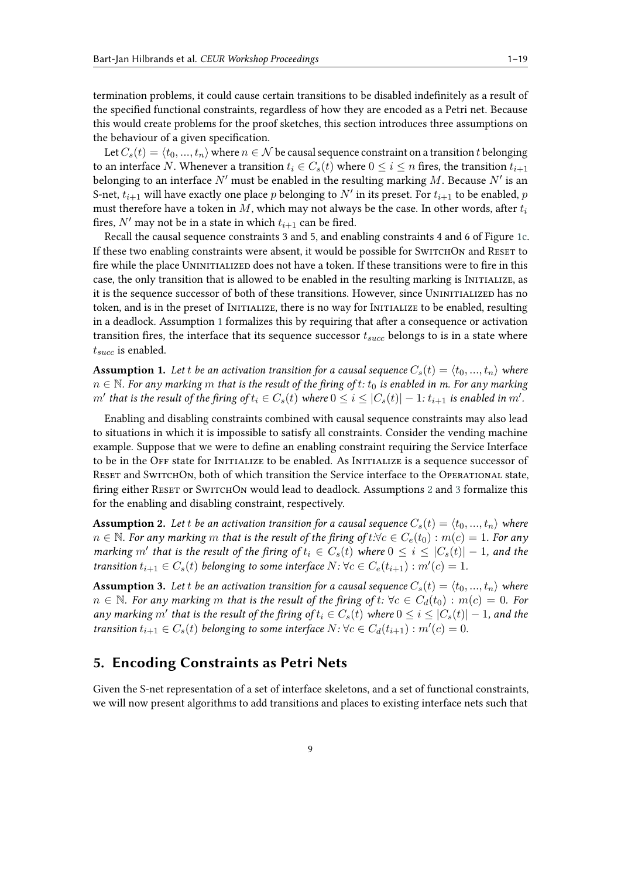termination problems, it could cause certain transitions to be disabled indefinitely as a result of the specified functional constraints, regardless of how they are encoded as a Petri net. Because this would create problems for the proof sketches, this section introduces three assumptions on the behaviour of a given specification.

Let $C_s(t) = \langle t_0, ..., t_n \rangle$ where $n \in \mathcal{N}$ be causal sequence constraint on a transition $t$ belonging to an interface $N$. Whenever a transition $t_i \in C_s(t)$ where $0 \leq i \leq n$ fires, the transition $t_{i+1}$ belonging to an interface $N'$ must be enabled in the resulting marking $M$. Because $N'$ is an S-net, $t_{i+1}$ will have exactly one place $p$ belonging to $N'$ in its preset. For $t_{i+1}$ to be enabled, $p$ must therefore have a token in $M$, which may not always be the case. In other words, after $t_i$ fires, $N'$ may not be in a state in which $t_{i+1}$ can be fired.

Recall the causal sequence constraints 3 and 5, and enabling constraints 4 and 6 of Figure 1c. If these two enabling constraints were absent, it would be possible for SwitchOn and Reset to fire while the place Uninitialized does not have a token. If these transitions were to fire in this case, the only transition that is allowed to be enabled in the resulting marking is Initialize, as it is the sequence successor of both of these transitions. However, since Uninitialized has no token, and is in the preset of Initialize, there is no way for Initialize to be enabled, resulting in a deadlock. Assumption 1 formalizes this by requiring that after a consequence or activation transition fires, the interface that its sequence successor $t_{succ}$ belongs to is in a state where $t_{succ}$ is enabled.

**Assumption 1.** *Let $t$ be an activation transition for a causal sequence $C_s(t) = \langle t_0, ..., t_n \rangle$ where $n \in \mathbb{N}$. For any marking $m$ that is the result of the firing of $t$: $t_0$ is enabled in m. For any marking $m'$ that is the result of the firing of $t_i \in C_s(t)$ where $0 \leq i \leq |C_s(t)| - 1$: $t_{i+1}$ is enabled in $m'$.*

Enabling and disabling constraints combined with causal sequence constraints may also lead to situations in which it is impossible to satisfy all constraints. Consider the vending machine example. Suppose that we were to define an enabling constraint requiring the Service Interface to be in the Off state for Initialize to be enabled. As Initialize is a sequence successor of Reset and SwitchOn, both of which transition the Service interface to the Operational state, firing either Reset or SwitchOn would lead to deadlock. Assumptions 2 and 3 formalize this for the enabling and disabling constraint, respectively.

**Assumption 2.** *Let $t$ be an activation transition for a causal sequence $C_s(t) = \langle t_0, ..., t_n \rangle$ where $n \in \mathbb{N}$. For any marking $m$ that is the result of the firing of $t$:$\forall c \in C_e(t_0) : m(c) = 1$. For any marking $m'$ that is the result of the firing of $t_i \in C_s(t)$ where $0 \leq i \leq |C_s(t)| - 1$, and the transition $t_{i+1} \in C_s(t)$ belonging to some interface $N$: $\forall c \in C_e(t_{i+1}) : m'(c) = 1$.*

**Assumption 3.** *Let $t$ be an activation transition for a causal sequence $C_s(t) = \langle t_0, ..., t_n \rangle$ where $n \in \mathbb{N}$. For any marking $m$ that is the result of the firing of $t$: $\forall c \in C_d(t_0) : m(c) = 0$. For any marking $m'$ that is the result of the firing of $t_i \in C_s(t)$ where $0 \leq i \leq |C_s(t)| - 1$, and the transition $t_{i+1} \in C_s(t)$ belonging to some interface $N$: $\forall c \in C_d(t_{i+1}) : m'(c) = 0$.*

## 5. Encoding Constraints as Petri Nets

Given the S-net representation of a set of interface skeletons, and a set of functional constraints, we will now present algorithms to add transitions and places to existing interface nets such that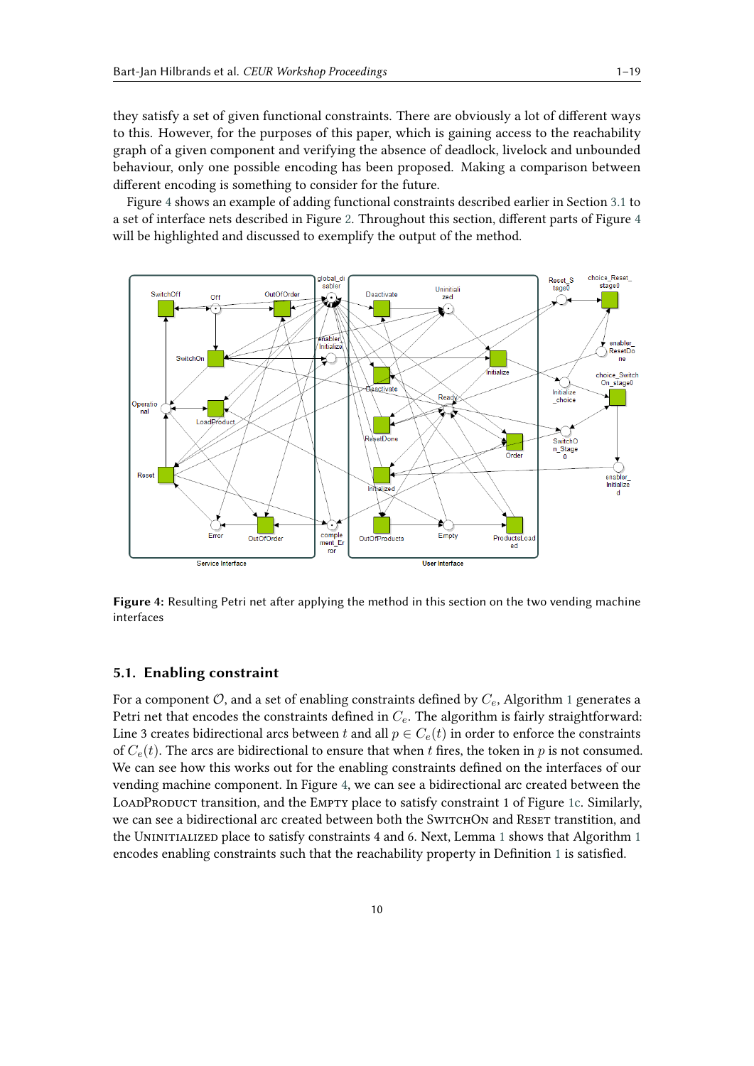they satisfy a set of given functional constraints. There are obviously a lot of different ways to this. However, for the purposes of this paper, which is gaining access to the reachability graph of a given component and verifying the absence of deadlock, livelock and unbounded behaviour, only one possible encoding has been proposed. Making a comparison between different encoding is something to consider for the future.

Figure 4 shows an example of adding functional constraints described earlier in Section 3.1 to a set of interface nets described in Figure 2. Throughout this section, different parts of Figure 4 will be highlighted and discussed to exemplify the output of the method.

**Figure 4:** Resulting Petri net after applying the method in this section on the two vending machine interfaces

## 5.1. Enabling constraint

For a component $\mathcal{O}$, and a set of enabling constraints defined by $C_e$, Algorithm 1 generates a Petri net that encodes the constraints defined in $C_e$. The algorithm is fairly straightforward: Line 3 creates bidirectional arcs between $t$ and all $p \in C_e(t)$ in order to enforce the constraints of $C_e(t)$. The arcs are bidirectional to ensure that when $t$ fires, the token in $p$ is not consumed. We can see how this works out for the enabling constraints defined on the interfaces of our vending machine component. In Figure 4, we can see a bidirectional arc created between the LoadProduct transition, and the Empty place to satisfy constraint 1 of Figure 1c. Similarly, we can see a bidirectional arc created between both the SwitchOn and Reset transition, and the Uninitialized place to satisfy constraints 4 and 6. Next, Lemma 1 shows that Algorithm 1 encodes enabling constraints such that the reachability property in Definition 1 is satisfied.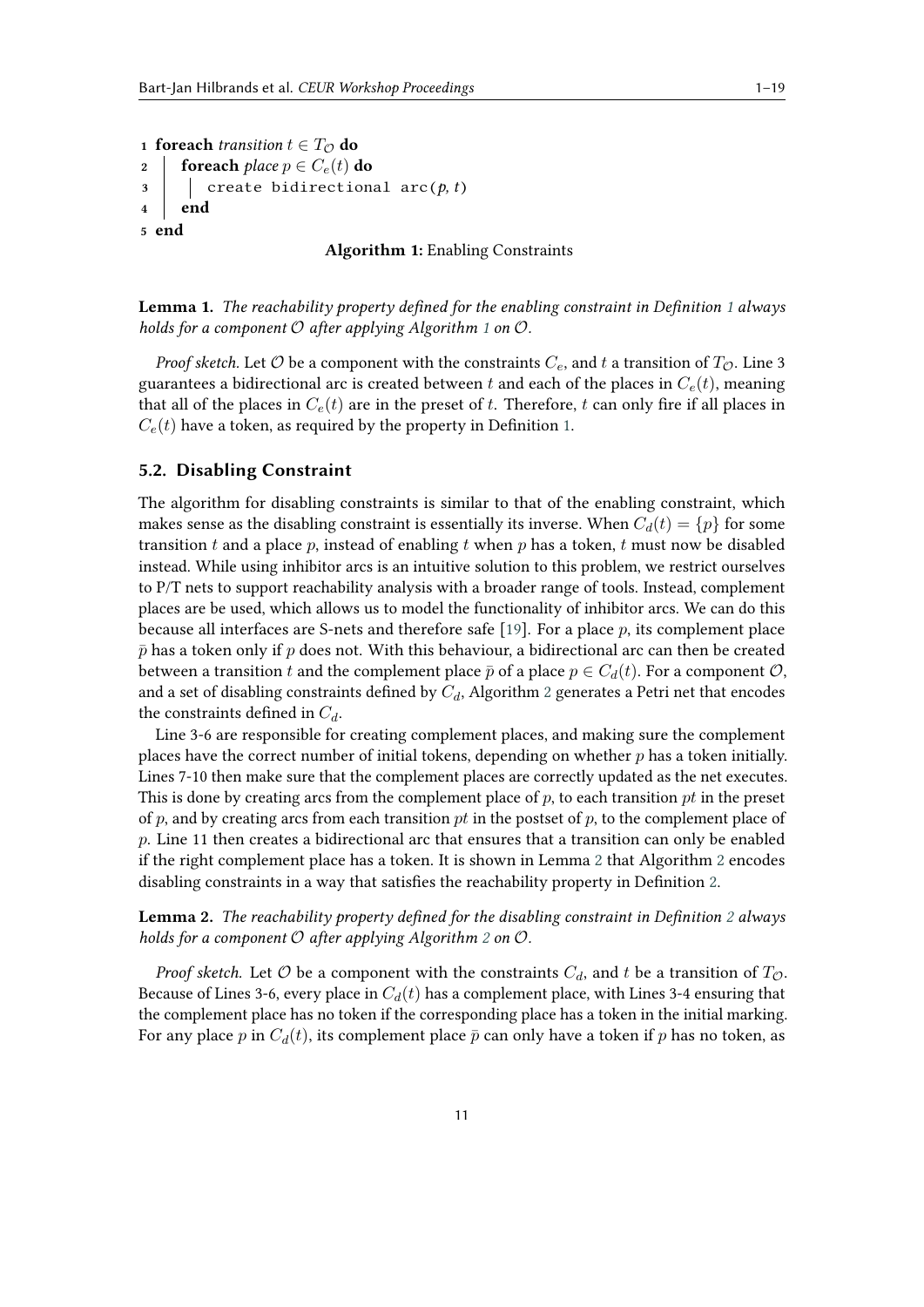```
1 foreach transition t ∈ T_O do
2     foreach place p ∈ C_e(t) do
3         create bidirectional arc(p, t)
4     end
5 end
```

**Algorithm 1:** Enabling Constraints

**Lemma 1.** *The reachability property defined for the enabling constraint in Definition 1 always holds for a component $\mathcal{O}$ after applying Algorithm 1 on $\mathcal{O}$.*

*Proof sketch.* Let $\mathcal{O}$ be a component with the constraints $C_e$, and $t$ a transition of $T_{\mathcal{O}}$. Line 3 guarantees a bidirectional arc is created between $t$ and each of the places in $C_e(t)$, meaning that all of the places in $C_e(t)$ are in the preset of $t$. Therefore, $t$ can only fire if all places in $C_e(t)$ have a token, as required by the property in Definition 1.

### 5.2. Disabling Constraint

The algorithm for disabling constraints is similar to that of the enabling constraint, which makes sense as the disabling constraint is essentially its inverse. When $C_d(t) = \{p\}$ for some transition $t$ and a place $p$, instead of enabling $t$ when $p$ has a token, $t$ must now be disabled instead. While using inhibitor arcs is an intuitive solution to this problem, we restrict ourselves to P/T nets to support reachability analysis with a broader range of tools. Instead, complement places are be used, which allows us to model the functionality of inhibitor arcs. We can do this because all interfaces are S-nets and therefore safe [19]. For a place $p$, its complement place $\bar{p}$ has a token only if $p$ does not. With this behaviour, a bidirectional arc can then be created between a transition $t$ and the complement place $\bar{p}$ of a place $p \in C_d(t)$. For a component $\mathcal{O}$, and a set of disabling constraints defined by $C_d$, Algorithm 2 generates a Petri net that encodes the constraints defined in $C_d$.

Line 3-6 are responsible for creating complement places, and making sure the complement places have the correct number of initial tokens, depending on whether $p$ has a token initially. Lines 7-10 then make sure that the complement places are correctly updated as the net executes. This is done by creating arcs from the complement place of $p$, to each transition $pt$ in the preset of $p$, and by creating arcs from each transition $pt$ in the postset of $p$, to the complement place of $p$. Line 11 then creates a bidirectional arc that ensures that a transition can only be enabled if the right complement place has a token. It is shown in Lemma 2 that Algorithm 2 encodes disabling constraints in a way that satisfies the reachability property in Definition 2.

**Lemma 2.** *The reachability property defined for the disabling constraint in Definition 2 always holds for a component $\mathcal{O}$ after applying Algorithm 2 on $\mathcal{O}$.*

*Proof sketch.* Let $\mathcal{O}$ be a component with the constraints $C_d$, and $t$ be a transition of $T_{\mathcal{O}}$. Because of Lines 3-6, every place in $C_d(t)$ has a complement place, with Lines 3-4 ensuring that the complement place has no token if the corresponding place has a token in the initial marking. For any place $p$ in $C_d(t)$, its complement place $\bar{p}$ can only have a token if $p$ has no token, as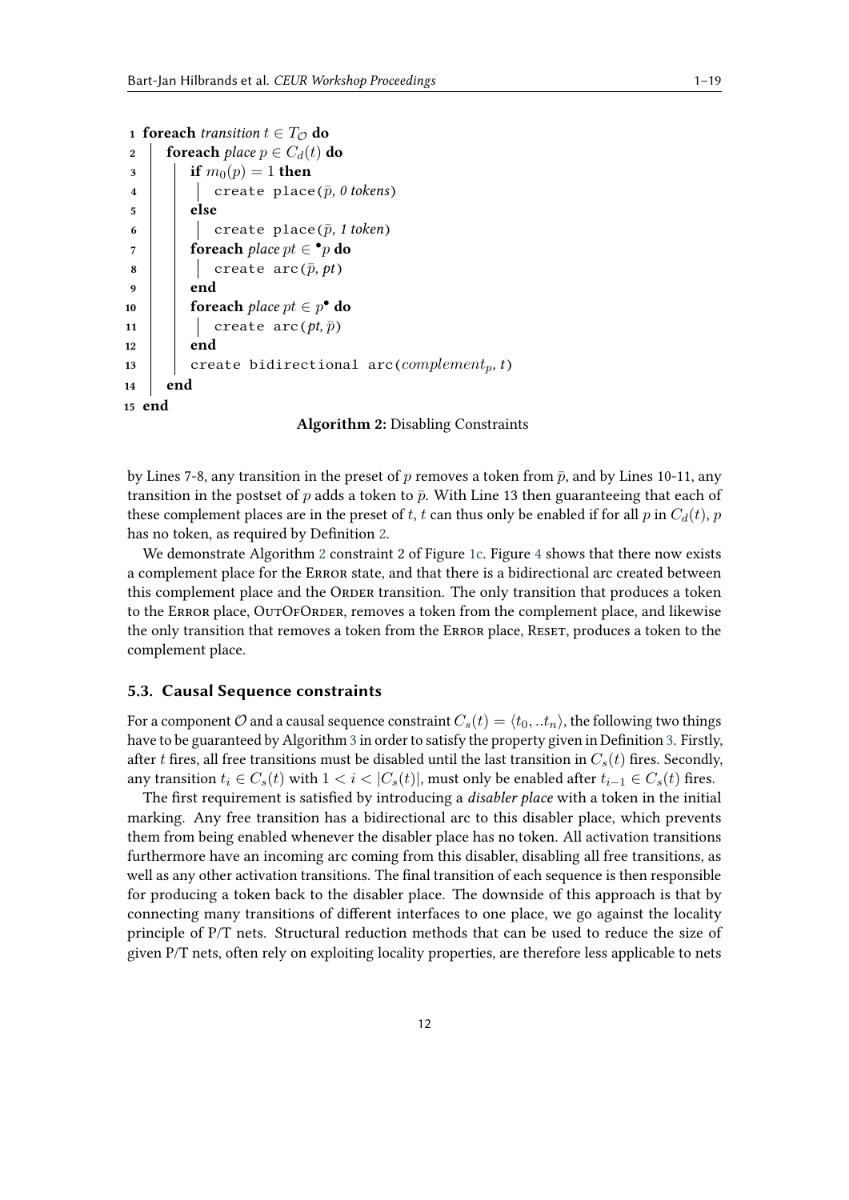```
1  foreach transition t ∈ T_O do
2      foreach place p ∈ C_d(t) do
3          if m_0(p) = 1 then
4              create place(p̄, 0 tokens)
5          else
6              create place(p̄, 1 token)
7          foreach place pt ∈ •p do
8              create arc(p̄, pt)
9          end
10         foreach place pt ∈ p• do
11             create arc(pt, p̄)
12         end
13         create bidirectional arc(complement_p, t)
14     end
15 end
```

**Algorithm 2:** Disabling Constraints

by Lines 7-8, any transition in the preset of $p$ removes a token from $\bar{p}$, and by Lines 10-11, any transition in the postset of $p$ adds a token to $\bar{p}$. With Line 13 then guaranteeing that each of these complement places are in the preset of $t$, $t$ can thus only be enabled if for all $p$ in $C_d(t)$, $p$ has no token, as required by Definition 2.

We demonstrate Algorithm 2 constraint 2 of Figure 1c. Figure 4 shows that there now exists a complement place for the Error state, and that there is a bidirectional arc created between this complement place and the Order transition. The only transition that produces a token to the Error place, OutOfOrder, removes a token from the complement place, and likewise the only transition that removes a token from the Error place, Reset, produces a token to the complement place.

### 5.3. Causal Sequence constraints

For a component $\mathcal{O}$ and a causal sequence constraint $C_s(t) = \langle t_0, ..t_n \rangle$, the following two things have to be guaranteed by Algorithm 3 in order to satisfy the property given in Definition 3. Firstly, after $t$ fires, all free transitions must be disabled until the last transition in $C_s(t)$ fires. Secondly, any transition $t_i \in C_s(t)$ with $1 < i < |C_s(t)|$, must only be enabled after $t_{i-1} \in C_s(t)$ fires.

The first requirement is satisfied by introducing a *disabler place* with a token in the initial marking. Any free transition has a bidirectional arc to this disabler place, which prevents them from being enabled whenever the disabler place has no token. All activation transitions furthermore have an incoming arc coming from this disabler, disabling all free transitions, as well as any other activation transitions. The final transition of each sequence is then responsible for producing a token back to the disabler place. The downside of this approach is that by connecting many transitions of different interfaces to one place, we go against the locality principle of P/T nets. Structural reduction methods that can be used to reduce the size of given P/T nets, often rely on exploiting locality properties, are therefore less applicable to nets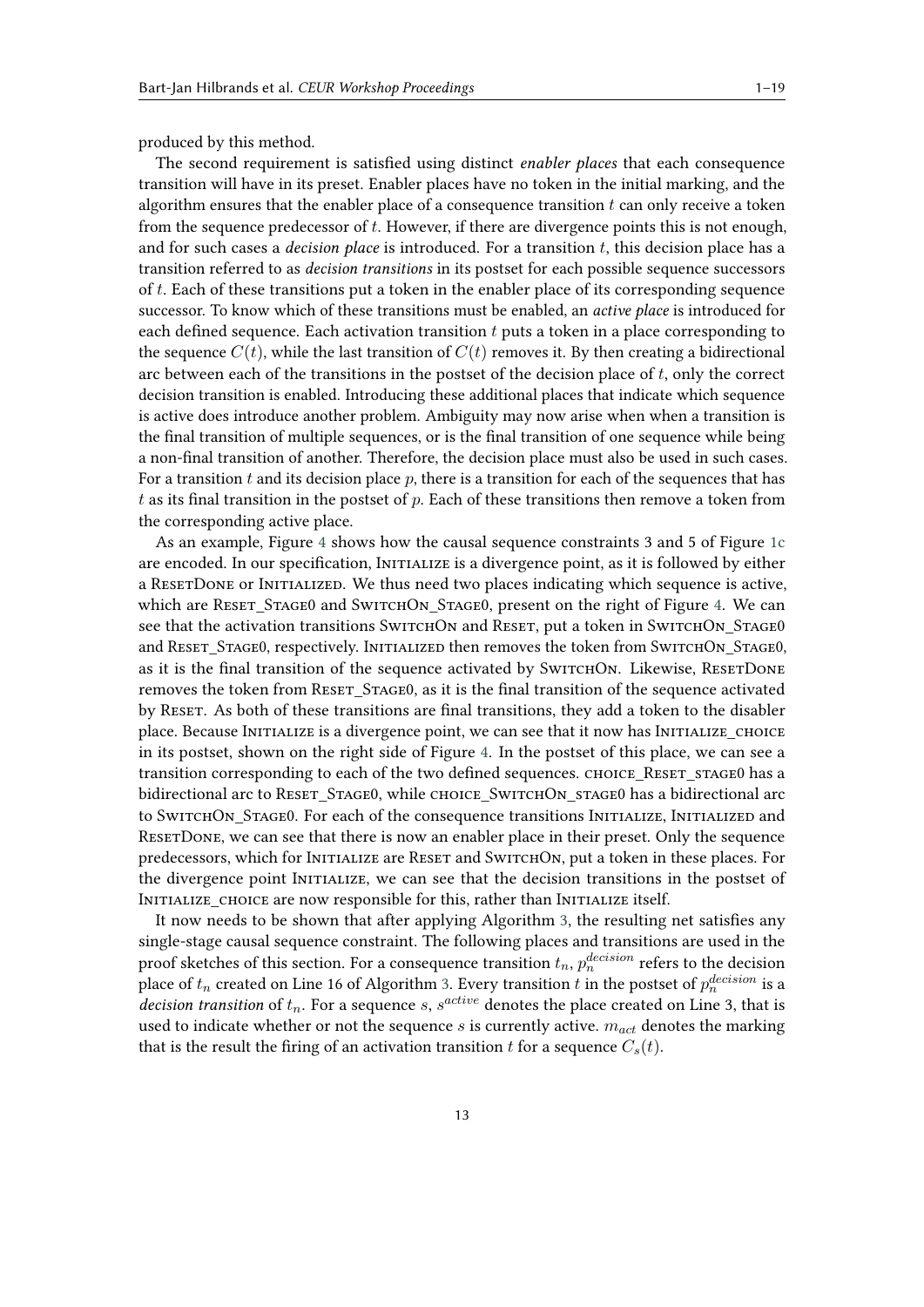produced by this method.

The second requirement is satisfied using distinct *enabler places* that each consequence transition will have in its preset. Enabler places have no token in the initial marking, and the algorithm ensures that the enabler place of a consequence transition $t$ can only receive a token from the sequence predecessor of $t$. However, if there are divergence points this is not enough, and for such cases a *decision place* is introduced. For a transition $t$, this decision place has a transition referred to as *decision transitions* in its postset for each possible sequence successors of $t$. Each of these transitions put a token in the enabler place of its corresponding sequence successor. To know which of these transitions must be enabled, an *active place* is introduced for each defined sequence. Each activation transition $t$ puts a token in a place corresponding to the sequence $C(t)$, while the last transition of $C(t)$ removes it. By then creating a bidirectional arc between each of the transitions in the postset of the decision place of $t$, only the correct decision transition is enabled. Introducing these additional places that indicate which sequence is active does introduce another problem. Ambiguity may now arise when when a transition is the final transition of multiple sequences, or is the final transition of one sequence while being a non-final transition of another. Therefore, the decision place must also be used in such cases. For a transition $t$ and its decision place $p$, there is a transition for each of the sequences that has $t$ as its final transition in the postset of $p$. Each of these transitions then remove a token from the corresponding active place.

As an example, Figure 4 shows how the causal sequence constraints 3 and 5 of Figure 1c are encoded. In our specification, Initialize is a divergence point, as it is followed by either a ResetDone or Initialized. We thus need two places indicating which sequence is active, which are Reset_Stage0 and SwitchOn_Stage0, present on the right of Figure 4. We can see that the activation transitions SwitchOn and Reset, put a token in SwitchOn_Stage0 and Reset_Stage0, respectively. Initialized then removes the token from SwitchOn_Stage0, as it is the final transition of the sequence activated by SwitchOn. Likewise, ResetDone removes the token from Reset_Stage0, as it is the final transition of the sequence activated by Reset. As both of these transitions are final transitions, they add a token to the disabler place. Because Initialize is a divergence point, we can see that it now has Initialize_choice in its postset, shown on the right side of Figure 4. In the postset of this place, we can see a transition corresponding to each of the two defined sequences. choice_Reset_stage0 has a bidirectional arc to Reset_Stage0, while choice_SwitchOn_stage0 has a bidirectional arc to SwitchOn_Stage0. For each of the consequence transitions Initialize, Initialized and ResetDone, we can see that there is now an enabler place in their preset. Only the sequence predecessors, which for Initialize are Reset and SwitchOn, put a token in these places. For the divergence point Initialize, we can see that the decision transitions in the postset of Initialize_choice are now responsible for this, rather than Initialize itself.

It now needs to be shown that after applying Algorithm 3, the resulting net satisfies any single-stage causal sequence constraint. The following places and transitions are used in the proof sketches of this section. For a consequence transition $t_n$, $p_n^{decision}$ refers to the decision place of $t_n$ created on Line 16 of Algorithm 3. Every transition $t$ in the postset of $p_n^{decision}$ is a *decision transition* of $t_n$. For a sequence $s$, $s^{active}$ denotes the place created on Line 3, that is used to indicate whether or not the sequence $s$ is currently active. $m_{act}$ denotes the marking that is the result the firing of an activation transition $t$ for a sequence $C_s(t)$.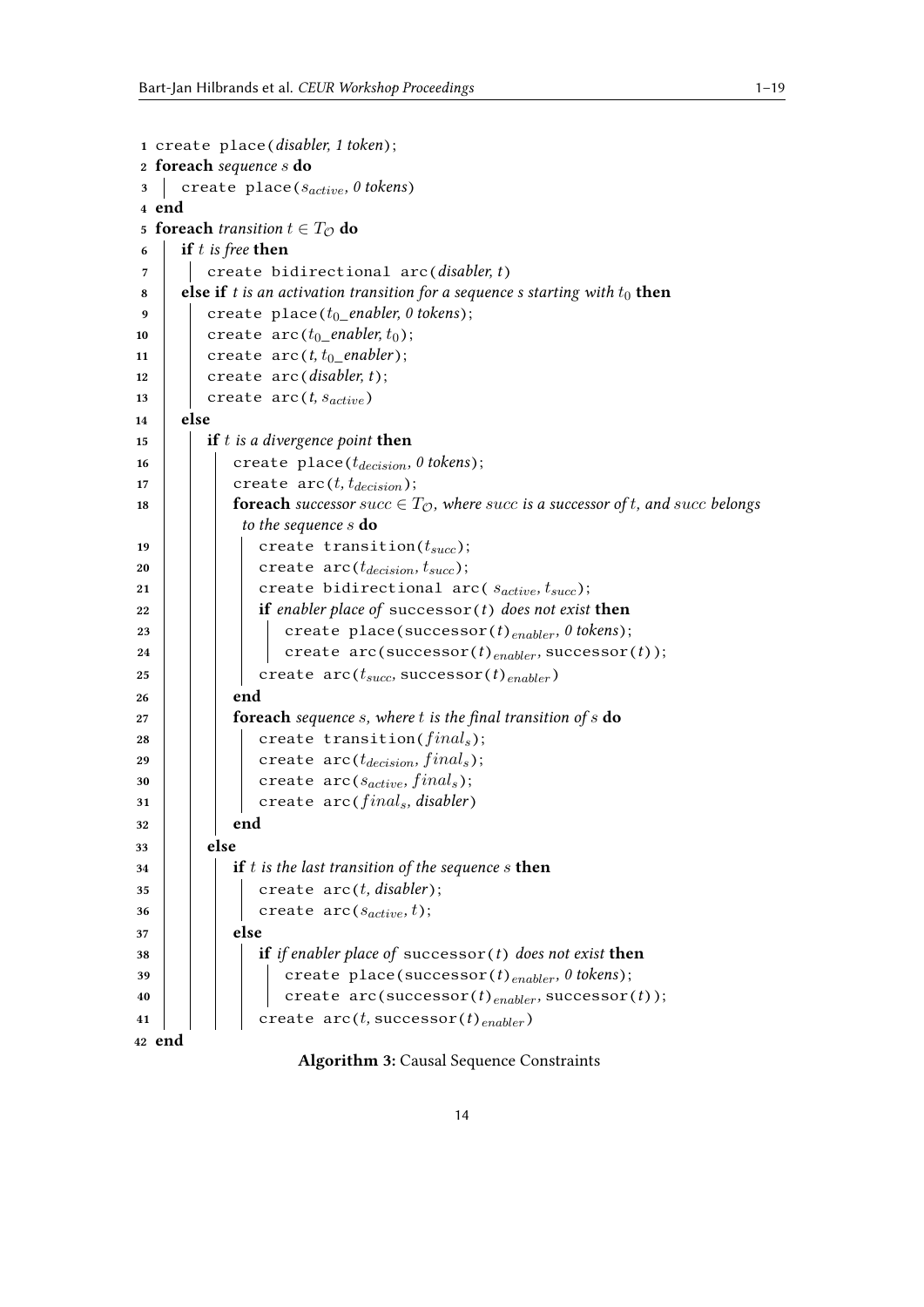```
1  create place(disabler, 1 token);
2  foreach sequence s do
3  |  create place(s_active, 0 tokens)
4  end
5  foreach transition t ∈ T_O do
6  |  if t is free then
7  |  |  create bidirectional arc(disabler, t)
8  |  else if t is an activation transition for a sequence s starting with t_0 then
9  |  |  create place(t_0_enabler, 0 tokens);
10 |  |  create arc(t_0_enabler, t_0);
11 |  |  create arc(t, t_0_enabler);
12 |  |  create arc(disabler, t);
13 |  |  create arc(t, s_active)
14 |  else
15 |  |  if t is a divergence point then
16 |  |  |  create place(t_decision, 0 tokens);
17 |  |  |  create arc(t, t_decision);
18 |  |  |  foreach successor succ ∈ T_O, where succ is a successor of t, and succ belongs
   |  |  |    to the sequence s do
19 |  |  |  |  create transition(t_succ);
20 |  |  |  |  create arc(t_decision, t_succ);
21 |  |  |  |  create bidirectional arc( s_active, t_succ);
22 |  |  |  |  if enabler place of successor(t) does not exist then
23 |  |  |  |  |  create place(successor(t)_enabler, 0 tokens);
24 |  |  |  |  |  create arc(successor(t)_enabler, successor(t));
25 |  |  |  |  create arc(t_succ, successor(t)_enabler)
26 |  |  |  end
27 |  |  |  foreach sequence s, where t is the final transition of s do
28 |  |  |  |  create transition(final_s);
29 |  |  |  |  create arc(t_decision, final_s);
30 |  |  |  |  create arc(s_active, final_s);
31 |  |  |  |  create arc(final_s, disabler)
32 |  |  |  end
33 |  |  else
34 |  |  |  if t is the last transition of the sequence s then
35 |  |  |  |  create arc(t, disabler);
36 |  |  |  |  create arc(s_active, t);
37 |  |  |  else
38 |  |  |  |  if if enabler place of successor(t) does not exist then
39 |  |  |  |  |  create place(successor(t)_enabler, 0 tokens);
40 |  |  |  |  |  create arc(successor(t)_enabler, successor(t));
41 |  |  |  |  create arc(t, successor(t)_enabler)
42 end
```

**Algorithm 3:** Causal Sequence Constraints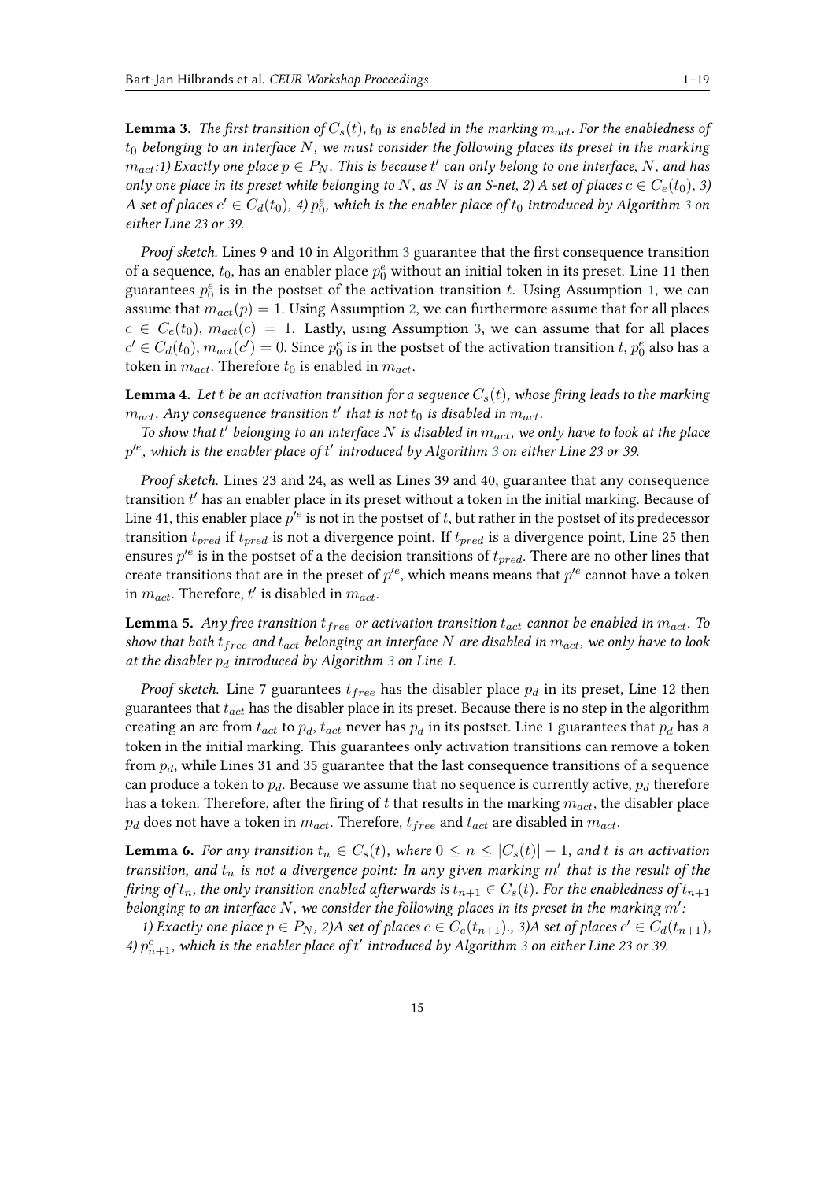**Lemma 3.** *The first transition of $C_s(t)$, $t_0$ is enabled in the marking $m_{act}$. For the enabledness of $t_0$ belonging to an interface $N$, we must consider the following places its preset in the marking $m_{act}$:1) Exactly one place $p \in P_N$. This is because $t'$ can only belong to one interface, $N$, and has only one place in its preset while belonging to $N$, as $N$ is an S-net, 2) A set of places $c \in C_e(t_0)$, 3) A set of places $c' \in C_d(t_0)$, 4) $p^e_0$, which is the enabler place of $t_0$ introduced by Algorithm 3 on either Line 23 or 39.*

*Proof sketch.* Lines 9 and 10 in Algorithm 3 guarantee that the first consequence transition of a sequence, $t_0$, has an enabler place $p^e_0$ without an initial token in its preset. Line 11 then guarantees $p^e_0$ is in the postset of the activation transition $t$. Using Assumption 1, we can assume that $m_{act}(p) = 1$. Using Assumption 2, we can furthermore assume that for all places $c \in C_e(t_0)$, $m_{act}(c) = 1$. Lastly, using Assumption 3, we can assume that for all places $c' \in C_d(t_0)$, $m_{act}(c') = 0$. Since $p^e_0$ is in the postset of the activation transition $t$, $p^e_0$ also has a token in $m_{act}$. Therefore $t_0$ is enabled in $m_{act}$.

**Lemma 4.** *Let $t$ be an activation transition for a sequence $C_s(t)$, whose firing leads to the marking $m_{act}$. Any consequence transition $t'$ that is not $t_0$ is disabled in $m_{act}$.*

*To show that $t'$ belonging to an interface $N$ is disabled in $m_{act}$, we only have to look at the place $p'^e$, which is the enabler place of $t'$ introduced by Algorithm 3 on either Line 23 or 39.*

*Proof sketch.* Lines 23 and 24, as well as Lines 39 and 40, guarantee that any consequence transition $t'$ has an enabler place in its preset without a token in the initial marking. Because of Line 41, this enabler place $p'^e$ is not in the postset of $t$, but rather in the postset of its predecessor transition $t_{pred}$ if $t_{pred}$ is not a divergence point. If $t_{pred}$ is a divergence point, Line 25 then ensures $p'^e$ is in the postset of a the decision transitions of $t_{pred}$. There are no other lines that create transitions that are in the preset of $p'^e$, which means means that $p'^e$ cannot have a token in $m_{act}$. Therefore, $t'$ is disabled in $m_{act}$.

**Lemma 5.** *Any free transition $t_{free}$ or activation transition $t_{act}$ cannot be enabled in $m_{act}$. To show that both $t_{free}$ and $t_{act}$ belonging an interface $N$ are disabled in $m_{act}$, we only have to look at the disabler $p_d$ introduced by Algorithm 3 on Line 1.*

*Proof sketch.* Line 7 guarantees $t_{free}$ has the disabler place $p_d$ in its preset, Line 12 then guarantees that $t_{act}$ has the disabler place in its preset. Because there is no step in the algorithm creating an arc from $t_{act}$ to $p_d$, $t_{act}$ never has $p_d$ in its postset. Line 1 guarantees that $p_d$ has a token in the initial marking. This guarantees only activation transitions can remove a token from $p_d$, while Lines 31 and 35 guarantee that the last consequence transitions of a sequence can produce a token to $p_d$. Because we assume that no sequence is currently active, $p_d$ therefore has a token. Therefore, after the firing of $t$ that results in the marking $m_{act}$, the disabler place $p_d$ does not have a token in $m_{act}$. Therefore, $t_{free}$ and $t_{act}$ are disabled in $m_{act}$.

**Lemma 6.** *For any transition $t_n \in C_s(t)$, where $0 \leq n \leq |C_s(t)| - 1$, and $t$ is an activation transition, and $t_n$ is not a divergence point: In any given marking $m'$ that is the result of the firing of $t_n$, the only transition enabled afterwards is $t_{n+1} \in C_s(t)$. For the enabledness of $t_{n+1}$ belonging to an interface $N$, we consider the following places in its preset in the marking $m'$:*

*1) Exactly one place $p \in P_N$, 2)A set of places $c \in C_e(t_{n+1})$., 3)A set of places $c' \in C_d(t_{n+1})$, 4) $p^e_{n+1}$, which is the enabler place of $t'$ introduced by Algorithm 3 on either Line 23 or 39.*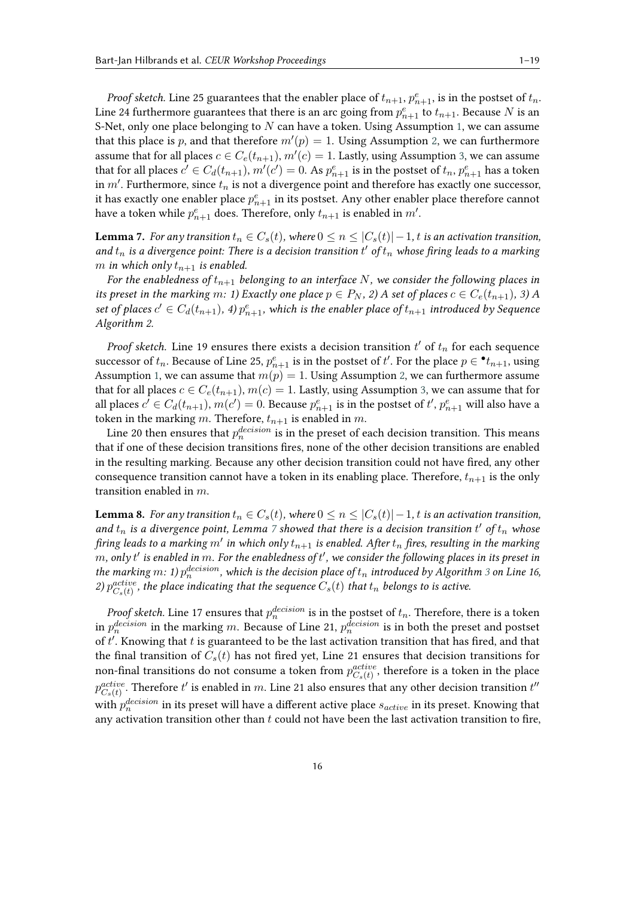*Proof sketch.* Line 25 guarantees that the enabler place of $t_{n+1}$, $p^e_{n+1}$, is in the postset of $t_n$. Line 24 furthermore guarantees that there is an arc going from $p^e_{n+1}$ to $t_{n+1}$. Because $N$ is an S-Net, only one place belonging to $N$ can have a token. Using Assumption 1, we can assume that this place is $p$, and that therefore $m'(p) = 1$. Using Assumption 2, we can furthermore assume that for all places $c \in C_e(t_{n+1})$, $m'(c) = 1$. Lastly, using Assumption 3, we can assume that for all places $c' \in C_d(t_{n+1})$, $m'(c') = 0$. As $p^e_{n+1}$ is in the postset of $t_n$, $p^e_{n+1}$ has a token in $m'$. Furthermore, since $t_n$ is not a divergence point and therefore has exactly one successor, it has exactly one enabler place $p^e_{n+1}$ in its postset. Any other enabler place therefore cannot have a token while $p^e_{n+1}$ does. Therefore, only $t_{n+1}$ is enabled in $m'$.

**Lemma 7.** *For any transition $t_n \in C_s(t)$, where $0 \leq n \leq |C_s(t)| - 1$, $t$ is an activation transition, and $t_n$ is a divergence point: There is a decision transition $t'$ of $t_n$ whose firing leads to a marking $m$ in which only $t_{n+1}$ is enabled.*

*For the enabledness of $t_{n+1}$ belonging to an interface $N$, we consider the following places in its preset in the marking $m$: 1) Exactly one place $p \in P_N$, 2) A set of places $c \in C_e(t_{n+1})$, 3) A set of places $c' \in C_d(t_{n+1})$, 4) $p^e_{n+1}$, which is the enabler place of $t_{n+1}$ introduced by Sequence Algorithm 2.*

*Proof sketch.* Line 19 ensures there exists a decision transition $t'$ of $t_n$ for each sequence successor of $t_n$. Because of Line 25, $p^e_{n+1}$ is in the postset of $t'$. For the place $p \in {}^\bullet t_{n+1}$, using Assumption 1, we can assume that $m(p) = 1$. Using Assumption 2, we can furthermore assume that for all places $c \in C_e(t_{n+1})$, $m(c) = 1$. Lastly, using Assumption 3, we can assume that for all places $c' \in C_d(t_{n+1})$, $m(c') = 0$. Because $p^e_{n+1}$ is in the postset of $t'$, $p^e_{n+1}$ will also have a token in the marking $m$. Therefore, $t_{n+1}$ is enabled in $m$.

Line 20 then ensures that $p^{decision}_n$ is in the preset of each decision transition. This means that if one of these decision transitions fires, none of the other decision transitions are enabled in the resulting marking. Because any other decision transition could not have fired, any other consequence transition cannot have a token in its enabling place. Therefore, $t_{n+1}$ is the only transition enabled in $m$.

**Lemma 8.** *For any transition $t_n \in C_s(t)$, where $0 \leq n \leq |C_s(t)| - 1$, $t$ is an activation transition, and $t_n$ is a divergence point, Lemma 7 showed that there is a decision transition $t'$ of $t_n$ whose firing leads to a marking $m'$ in which only $t_{n+1}$ is enabled. After $t_n$ fires, resulting in the marking $m$, only $t'$ is enabled in $m$. For the enabledness of $t'$, we consider the following places in its preset in the marking $m$: 1) $p^{decision}_n$, which is the decision place of $t_n$ introduced by Algorithm 3 on Line 16, 2) $p^{active}_{C_s(t)}$, the place indicating that the sequence $C_s(t)$ that $t_n$ belongs to is active.*

*Proof sketch.* Line 17 ensures that $p^{decision}_n$ is in the postset of $t_n$. Therefore, there is a token in $p^{decision}_n$ in the marking $m$. Because of Line 21, $p^{decision}_n$ is in both the preset and postset of $t'$. Knowing that $t$ is guaranteed to be the last activation transition that has fired, and that the final transition of $C_s(t)$ has not fired yet, Line 21 ensures that decision transitions for non-final transitions do not consume a token from $p^{active}_{C_s(t)}$, therefore is a token in the place $p^{active}_{C_s(t)}$. Therefore $t'$ is enabled in $m$. Line 21 also ensures that any other decision transition $t''$ with $p^{decision}_n$ in its preset will have a different active place $s_{active}$ in its preset. Knowing that any activation transition other than $t$ could not have been the last activation transition to fire,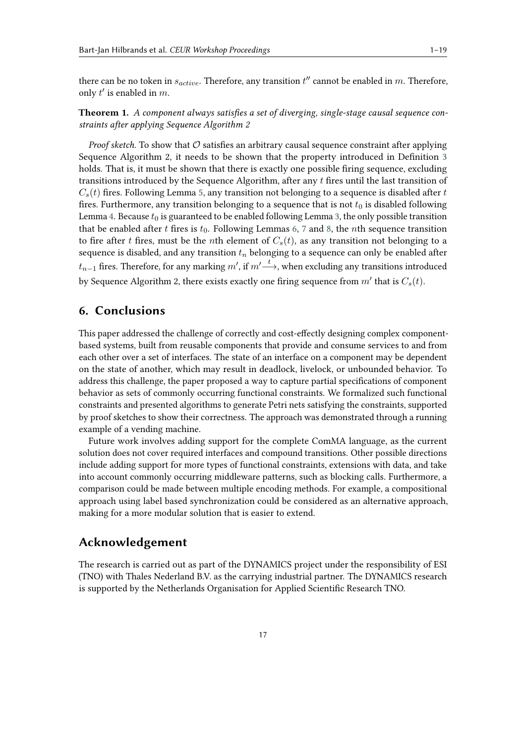there can be no token in $s_{active}$. Therefore, any transition $t''$ cannot be enabled in $m$. Therefore, only $t'$ is enabled in $m$.

**Theorem 1.** *A component always satisfies a set of diverging, single-stage causal sequence constraints after applying Sequence Algorithm 2*

*Proof sketch.* To show that $\mathcal{O}$ satisfies an arbitrary causal sequence constraint after applying Sequence Algorithm 2, it needs to be shown that the property introduced in Definition 3 holds. That is, it must be shown that there is exactly one possible firing sequence, excluding transitions introduced by the Sequence Algorithm, after any $t$ fires until the last transition of $C_s(t)$ fires. Following Lemma 5, any transition not belonging to a sequence is disabled after $t$ fires. Furthermore, any transition belonging to a sequence that is not $t_0$ is disabled following Lemma 4. Because $t_0$ is guaranteed to be enabled following Lemma 3, the only possible transition that be enabled after $t$ fires is $t_0$. Following Lemmas 6, 7 and 8, the $n$th sequence transition to fire after $t$ fires, must be the $n$th element of $C_s(t)$, as any transition not belonging to a sequence is disabled, and any transition $t_n$ belonging to a sequence can only be enabled after $t_{n-1}$ fires. Therefore, for any marking $m'$, if $m' \xrightarrow{t}$, when excluding any transitions introduced by Sequence Algorithm 2, there exists exactly one firing sequence from $m'$ that is $C_s(t)$.

## 6. Conclusions

This paper addressed the challenge of correctly and cost-effectly designing complex component-based systems, built from reusable components that provide and consume services to and from each other over a set of interfaces. The state of an interface on a component may be dependent on the state of another, which may result in deadlock, livelock, or unbounded behavior. To address this challenge, the paper proposed a way to capture partial specifications of component behavior as sets of commonly occurring functional constraints. We formalized such functional constraints and presented algorithms to generate Petri nets satisfying the constraints, supported by proof sketches to show their correctness. The approach was demonstrated through a running example of a vending machine.

Future work involves adding support for the complete ComMA language, as the current solution does not cover required interfaces and compound transitions. Other possible directions include adding support for more types of functional constraints, extensions with data, and take into account commonly occurring middleware patterns, such as blocking calls. Furthermore, a comparison could be made between multiple encoding methods. For example, a compositional approach using label based synchronization could be considered as an alternative approach, making for a more modular solution that is easier to extend.

## Acknowledgement

The research is carried out as part of the DYNAMICS project under the responsibility of ESI (TNO) with Thales Nederland B.V. as the carrying industrial partner. The DYNAMICS research is supported by the Netherlands Organisation for Applied Scientific Research TNO.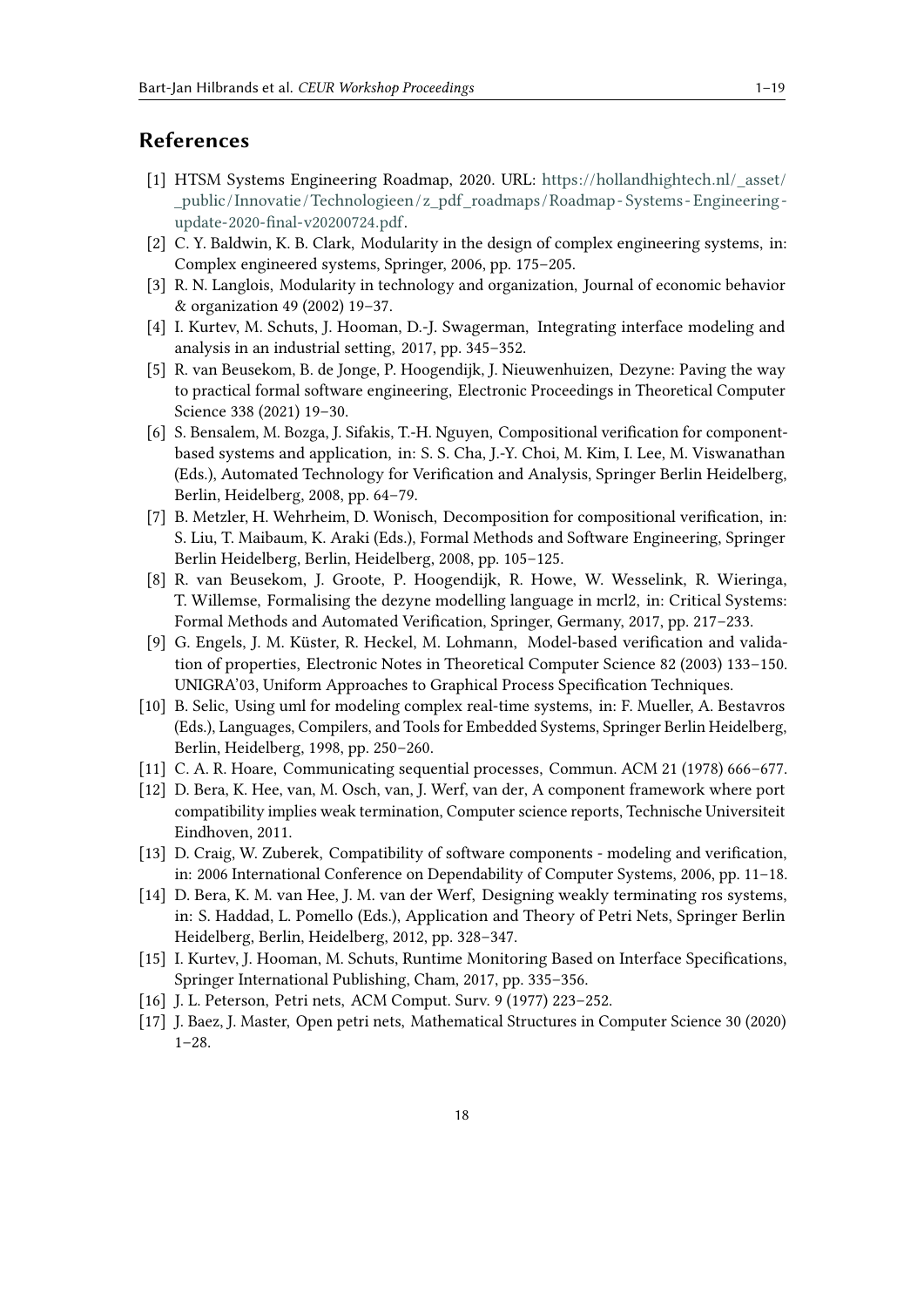## References

[1] HTSM Systems Engineering Roadmap, 2020. URL: https://hollandhightech.nl/_asset/_public/Innovatie/Technologieen/z_pdf_roadmaps/Roadmap-Systems-Engineering-update-2020-final-v20200724.pdf.

[2] C. Y. Baldwin, K. B. Clark, Modularity in the design of complex engineering systems, in: Complex engineered systems, Springer, 2006, pp. 175–205.

[3] R. N. Langlois, Modularity in technology and organization, Journal of economic behavior & organization 49 (2002) 19–37.

[4] I. Kurtev, M. Schuts, J. Hooman, D.-J. Swagerman, Integrating interface modeling and analysis in an industrial setting, 2017, pp. 345–352.

[5] R. van Beusekom, B. de Jonge, P. Hoogendijk, J. Nieuwenhuizen, Dezyne: Paving the way to practical formal software engineering, Electronic Proceedings in Theoretical Computer Science 338 (2021) 19–30.

[6] S. Bensalem, M. Bozga, J. Sifakis, T.-H. Nguyen, Compositional verification for component-based systems and application, in: S. S. Cha, J.-Y. Choi, M. Kim, I. Lee, M. Viswanathan (Eds.), Automated Technology for Verification and Analysis, Springer Berlin Heidelberg, Berlin, Heidelberg, 2008, pp. 64–79.

[7] B. Metzler, H. Wehrheim, D. Wonisch, Decomposition for compositional verification, in: S. Liu, T. Maibaum, K. Araki (Eds.), Formal Methods and Software Engineering, Springer Berlin Heidelberg, Berlin, Heidelberg, 2008, pp. 105–125.

[8] R. van Beusekom, J. Groote, P. Hoogendijk, R. Howe, W. Wesselink, R. Wieringa, T. Willemse, Formalising the dezyne modelling language in mcrl2, in: Critical Systems: Formal Methods and Automated Verification, Springer, Germany, 2017, pp. 217–233.

[9] G. Engels, J. M. Küster, R. Heckel, M. Lohmann, Model-based verification and validation of properties, Electronic Notes in Theoretical Computer Science 82 (2003) 133–150. UNIGRA'03, Uniform Approaches to Graphical Process Specification Techniques.

[10] B. Selic, Using uml for modeling complex real-time systems, in: F. Mueller, A. Bestavros (Eds.), Languages, Compilers, and Tools for Embedded Systems, Springer Berlin Heidelberg, Berlin, Heidelberg, 1998, pp. 250–260.

[11] C. A. R. Hoare, Communicating sequential processes, Commun. ACM 21 (1978) 666–677.

[12] D. Bera, K. Hee, van, M. Osch, van, J. Werf, van der, A component framework where port compatibility implies weak termination, Computer science reports, Technische Universiteit Eindhoven, 2011.

[13] D. Craig, W. Zuberek, Compatibility of software components - modeling and verification, in: 2006 International Conference on Dependability of Computer Systems, 2006, pp. 11–18.

[14] D. Bera, K. M. van Hee, J. M. van der Werf, Designing weakly terminating ros systems, in: S. Haddad, L. Pomello (Eds.), Application and Theory of Petri Nets, Springer Berlin Heidelberg, Berlin, Heidelberg, 2012, pp. 328–347.

[15] I. Kurtev, J. Hooman, M. Schuts, Runtime Monitoring Based on Interface Specifications, Springer International Publishing, Cham, 2017, pp. 335–356.

[16] J. L. Peterson, Petri nets, ACM Comput. Surv. 9 (1977) 223–252.

[17] J. Baez, J. Master, Open petri nets, Mathematical Structures in Computer Science 30 (2020) 1–28.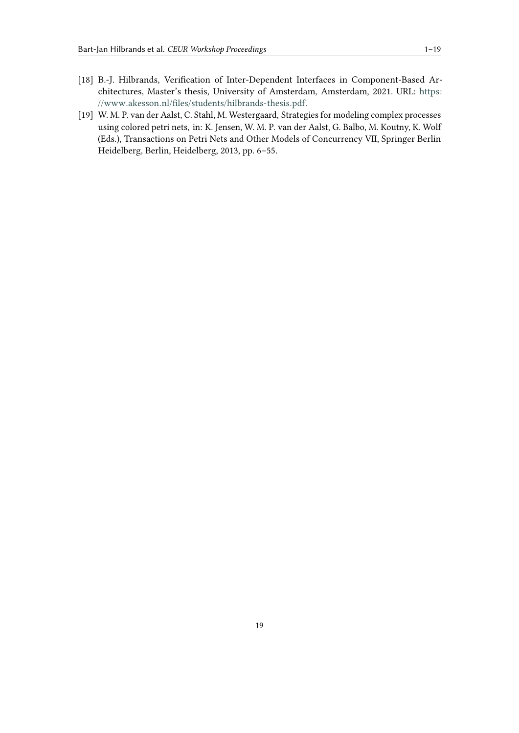[18] B.-J. Hilbrands, Verification of Inter-Dependent Interfaces in Component-Based Architectures, Master's thesis, University of Amsterdam, Amsterdam, 2021. URL: https://www.akesson.nl/files/students/hilbrands-thesis.pdf.

[19] W. M. P. van der Aalst, C. Stahl, M. Westergaard, Strategies for modeling complex processes using colored petri nets, in: K. Jensen, W. M. P. van der Aalst, G. Balbo, M. Koutny, K. Wolf (Eds.), Transactions on Petri Nets and Other Models of Concurrency VII, Springer Berlin Heidelberg, Berlin, Heidelberg, 2013, pp. 6–55.